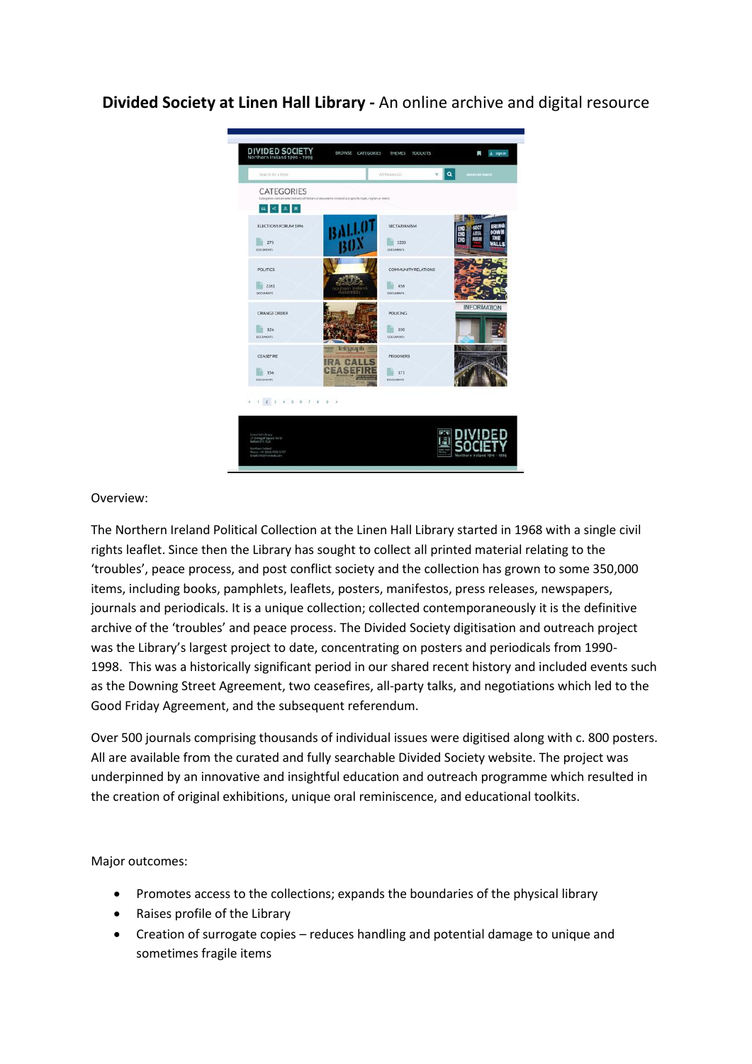**Divided Society at Linen Hall Library -** An online archive and digital resource

Overview:

The Northern Ireland Political Collection at the Linen Hall Library started in 1968 with a single civil rights leaflet. Since then the Library has sought to collect all printed material relating to the 'troubles', peace process, and post conflict society and the collection has grown to some 350,000 items, including books, pamphlets, leaflets, posters, manifestos, press releases, newspapers, journals and periodicals. It is a unique collection; collected contemporaneously it is the definitive archive of the 'troubles' and peace process. The Divided Society digitisation and outreach project was the Library's largest project to date, concentrating on posters and periodicals from 1990-1998. This was a historically significant period in our shared recent history and included events such as the Downing Street Agreement, two ceasefires, all-party talks, and negotiations which led to the Good Friday Agreement, and the subsequent referendum.

Over 500 journals comprising thousands of individual issues were digitised along with c. 800 posters. All are available from the curated and fully searchable Divided Society website. The project was underpinned by an innovative and insightful education and outreach programme which resulted in the creation of original exhibitions, unique oral reminiscence, and educational toolkits.

Major outcomes:

- Promotes access to the collections; expands the boundaries of the physical library
- Raises profile of the Library
- Creation of surrogate copies – reduces handling and potential damage to unique and sometimes fragile items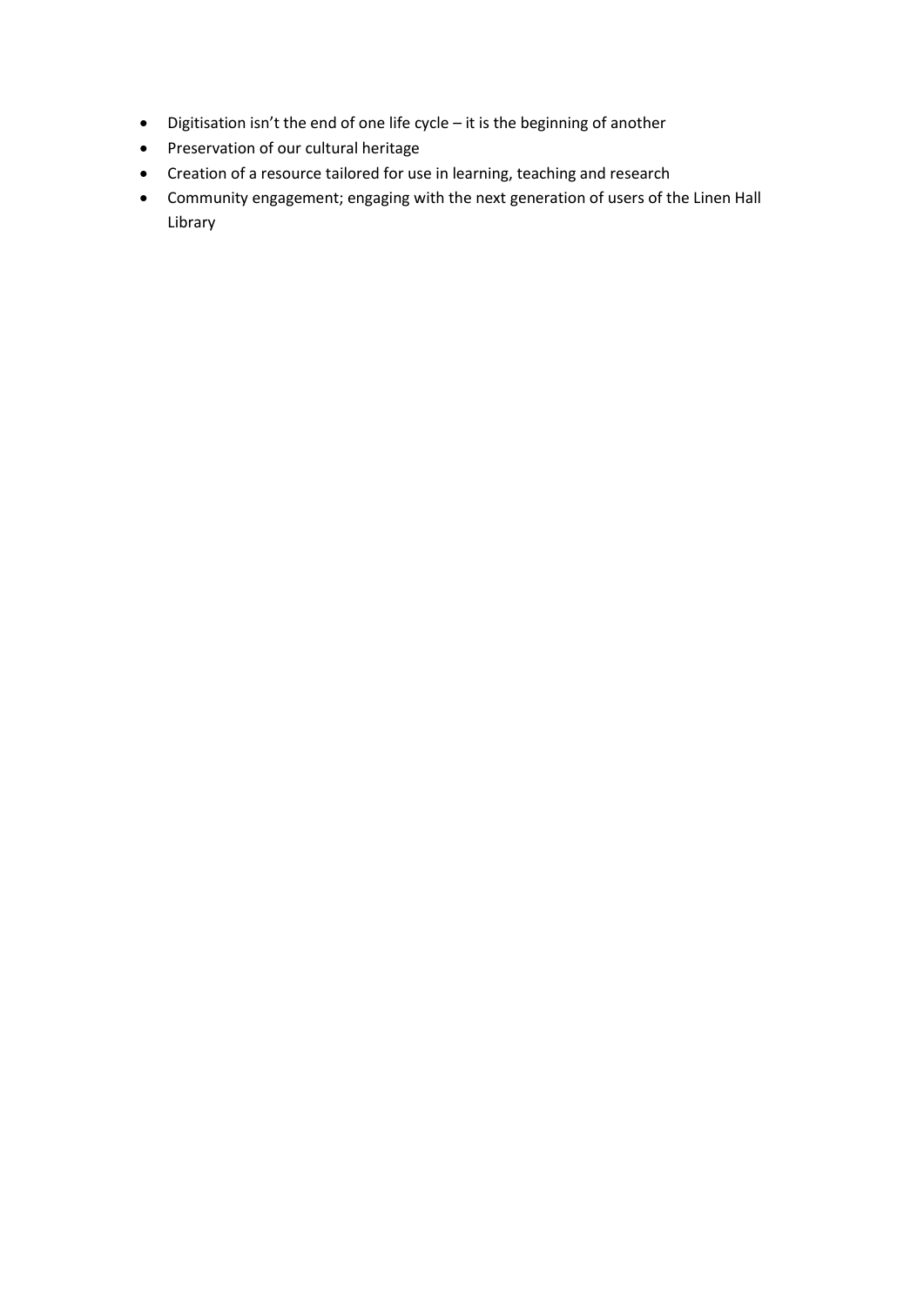- Digitisation isn't the end of one life cycle – it is the beginning of another
- Preservation of our cultural heritage
- Creation of a resource tailored for use in learning, teaching and research
- Community engagement; engaging with the next generation of users of the Linen Hall Library